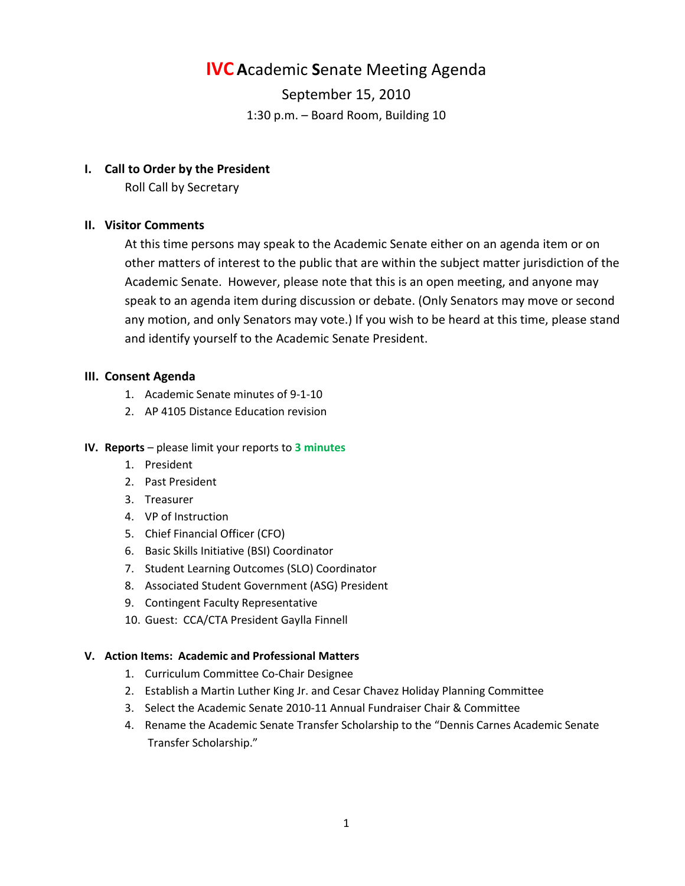# IVC Academic Senate Meeting Agenda

September 15, 2010

1:30 p.m. – Board Room, Building 10

## I. Call to Order by the President

Roll Call by Secretary

## II. Visitor Comments

At this time persons may speak to the Academic Senate either on an agenda item or on other matters of interest to the public that are within the subject matter jurisdiction of the Academic Senate. However, please note that this is an open meeting, and anyone may speak to an agenda item during discussion or debate. (Only Senators may move or second any motion, and only Senators may vote.) If you wish to be heard at this time, please stand and identify yourself to the Academic Senate President.

## III. Consent Agenda

1. Academic Senate minutes of 9-1-10
2. AP 4105 Distance Education revision

## IV. Reports – please limit your reports to **3 minutes**

1. President
2. Past President
3. Treasurer
4. VP of Instruction
5. Chief Financial Officer (CFO)
6. Basic Skills Initiative (BSI) Coordinator
7. Student Learning Outcomes (SLO) Coordinator
8. Associated Student Government (ASG) President
9. Contingent Faculty Representative
10. Guest: CCA/CTA President Gaylla Finnell

## V. Action Items: Academic and Professional Matters

1. Curriculum Committee Co-Chair Designee
2. Establish a Martin Luther King Jr. and Cesar Chavez Holiday Planning Committee
3. Select the Academic Senate 2010-11 Annual Fundraiser Chair & Committee
4. Rename the Academic Senate Transfer Scholarship to the "Dennis Carnes Academic Senate Transfer Scholarship."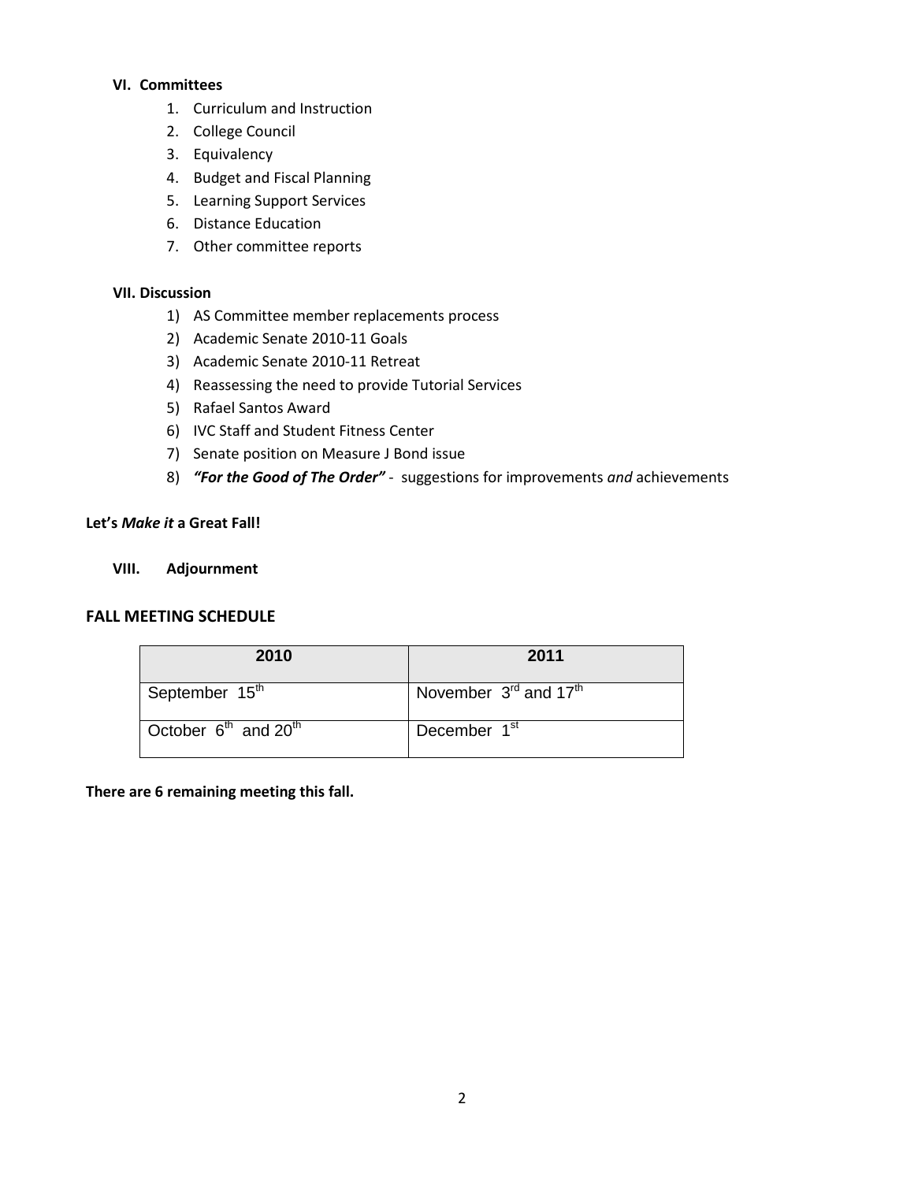**VI. Committees**

1. Curriculum and Instruction
2. College Council
3. Equivalency
4. Budget and Fiscal Planning
5. Learning Support Services
6. Distance Education
7. Other committee reports

**VII. Discussion**

1) AS Committee member replacements process
2) Academic Senate 2010-11 Goals
3) Academic Senate 2010-11 Retreat
4) Reassessing the need to provide Tutorial Services
5) Rafael Santos Award
6) IVC Staff and Student Fitness Center
7) Senate position on Measure J Bond issue
8) ***"For the Good of The Order"*** - suggestions for improvements *and* achievements

**Let's *Make it* a Great Fall!**

**VIII. Adjournment**

**FALL MEETING SCHEDULE**

| 2010 | 2011 |
|---|---|
| September 15th | November 3rd and 17th |
| October 6th and 20th | December 1st |

**There are 6 remaining meeting this fall.**